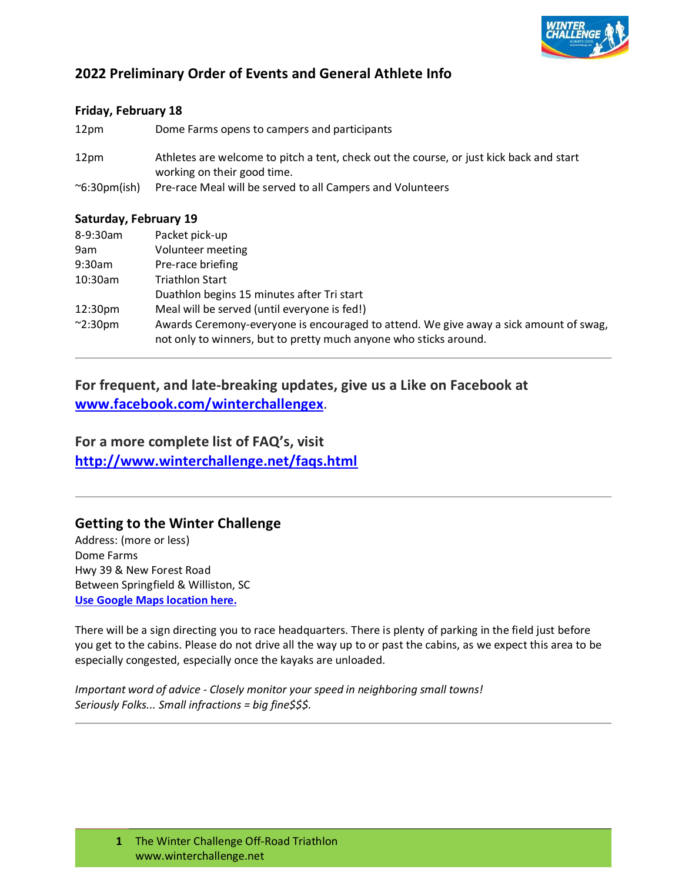## 2022 Preliminary Order of Events and General Athlete Info

### Friday, February 18

| | |
|---|---|
| 12pm | Dome Farms opens to campers and participants |
| 12pm | Athletes are welcome to pitch a tent, check out the course, or just kick back and start working on their good time. |
| ~6:30pm(ish) | Pre-race Meal will be served to all Campers and Volunteers |

### Saturday, February 19

| | |
|---|---|
| 8-9:30am | Packet pick-up |
| 9am | Volunteer meeting |
| 9:30am | Pre-race briefing |
| 10:30am | Triathlon Start |
| | Duathlon begins 15 minutes after Tri start |
| 12:30pm | Meal will be served (until everyone is fed!) |
| ~2:30pm | Awards Ceremony-everyone is encouraged to attend. We give away a sick amount of swag, not only to winners, but to pretty much anyone who sticks around. |

---

**For frequent, and late-breaking updates, give us a Like on Facebook at [www.facebook.com/winterchallengex](www.facebook.com/winterchallengex).**

**For a more complete list of FAQ's, visit [http://www.winterchallenge.net/faqs.html](http://www.winterchallenge.net/faqs.html)**

---

## Getting to the Winter Challenge

Address: (more or less)
Dome Farms
Hwy 39 & New Forest Road
Between Springfield & Williston, SC
**Use Google Maps location here.**

There will be a sign directing you to race headquarters. There is plenty of parking in the field just before you get to the cabins. Please do not drive all the way up to or past the cabins, as we expect this area to be especially congested, especially once the kayaks are unloaded.

*Important word of advice - Closely monitor your speed in neighboring small towns!*
*Seriously Folks... Small infractions = big fine$$$.*

---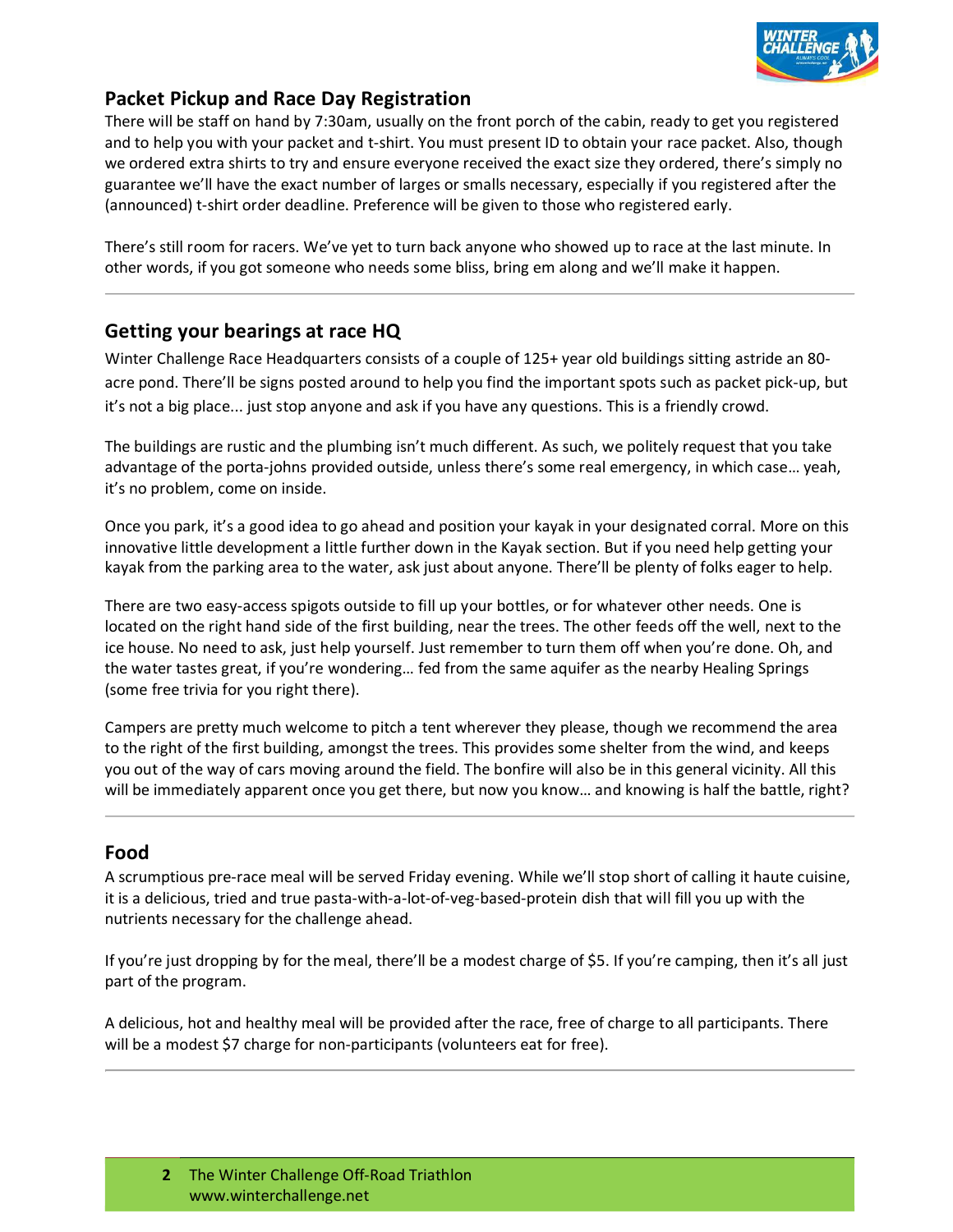## Packet Pickup and Race Day Registration

There will be staff on hand by 7:30am, usually on the front porch of the cabin, ready to get you registered and to help you with your packet and t-shirt. You must present ID to obtain your race packet. Also, though we ordered extra shirts to try and ensure everyone received the exact size they ordered, there's simply no guarantee we'll have the exact number of larges or smalls necessary, especially if you registered after the (announced) t-shirt order deadline. Preference will be given to those who registered early.

There's still room for racers. We've yet to turn back anyone who showed up to race at the last minute. In other words, if you got someone who needs some bliss, bring em along and we'll make it happen.

---

## Getting your bearings at race HQ

Winter Challenge Race Headquarters consists of a couple of 125+ year old buildings sitting astride an 80-acre pond. There'll be signs posted around to help you find the important spots such as packet pick-up, but it's not a big place... just stop anyone and ask if you have any questions. This is a friendly crowd.

The buildings are rustic and the plumbing isn't much different. As such, we politely request that you take advantage of the porta-johns provided outside, unless there's some real emergency, in which case… yeah, it's no problem, come on inside.

Once you park, it's a good idea to go ahead and position your kayak in your designated corral. More on this innovative little development a little further down in the Kayak section. But if you need help getting your kayak from the parking area to the water, ask just about anyone. There'll be plenty of folks eager to help.

There are two easy-access spigots outside to fill up your bottles, or for whatever other needs. One is located on the right hand side of the first building, near the trees. The other feeds off the well, next to the ice house. No need to ask, just help yourself. Just remember to turn them off when you're done. Oh, and the water tastes great, if you're wondering… fed from the same aquifer as the nearby Healing Springs (some free trivia for you right there).

Campers are pretty much welcome to pitch a tent wherever they please, though we recommend the area to the right of the first building, amongst the trees. This provides some shelter from the wind, and keeps you out of the way of cars moving around the field. The bonfire will also be in this general vicinity. All this will be immediately apparent once you get there, but now you know… and knowing is half the battle, right?

---

## Food

A scrumptious pre-race meal will be served Friday evening. While we'll stop short of calling it haute cuisine, it is a delicious, tried and true pasta-with-a-lot-of-veg-based-protein dish that will fill you up with the nutrients necessary for the challenge ahead.

If you're just dropping by for the meal, there'll be a modest charge of $5. If you're camping, then it's all just part of the program.

A delicious, hot and healthy meal will be provided after the race, free of charge to all participants. There will be a modest $7 charge for non-participants (volunteers eat for free).

---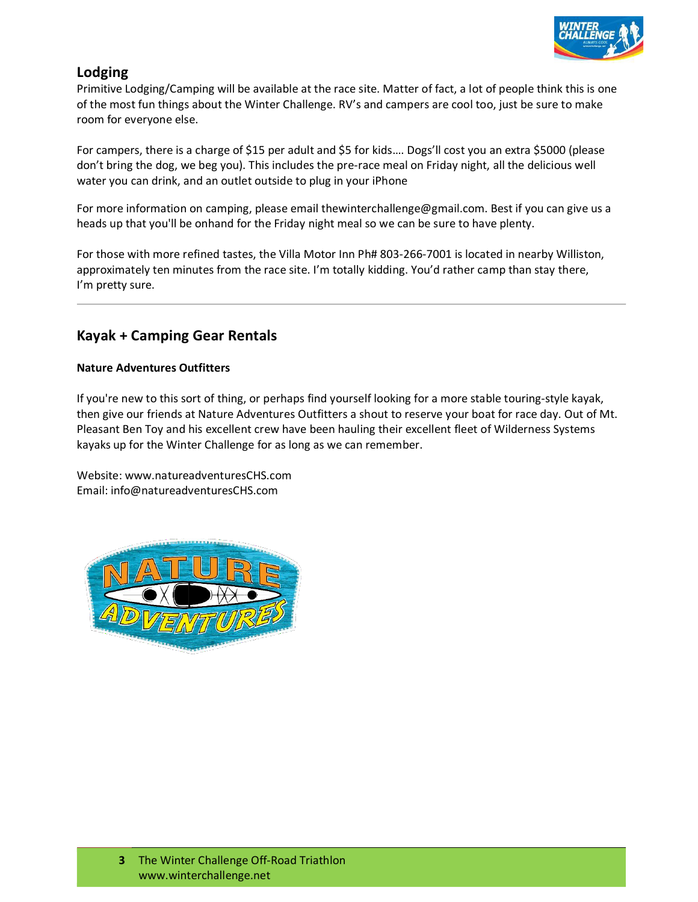## Lodging

Primitive Lodging/Camping will be available at the race site. Matter of fact, a lot of people think this is one of the most fun things about the Winter Challenge. RV's and campers are cool too, just be sure to make room for everyone else.

For campers, there is a charge of $15 per adult and $5 for kids…. Dogs'll cost you an extra $5000 (please don't bring the dog, we beg you). This includes the pre-race meal on Friday night, all the delicious well water you can drink, and an outlet outside to plug in your iPhone

For more information on camping, please email thewinterchallenge@gmail.com. Best if you can give us a heads up that you'll be onhand for the Friday night meal so we can be sure to have plenty.

For those with more refined tastes, the Villa Motor Inn Ph# 803-266-7001 is located in nearby Williston, approximately ten minutes from the race site. I'm totally kidding. You'd rather camp than stay there, I'm pretty sure.

---

## Kayak + Camping Gear Rentals

**Nature Adventures Outfitters**

If you're new to this sort of thing, or perhaps find yourself looking for a more stable touring-style kayak, then give our friends at Nature Adventures Outfitters a shout to reserve your boat for race day. Out of Mt. Pleasant Ben Toy and his excellent crew have been hauling their excellent fleet of Wilderness Systems kayaks up for the Winter Challenge for as long as we can remember.

Website: www.natureadventuresCHS.com
Email: info@natureadventuresCHS.com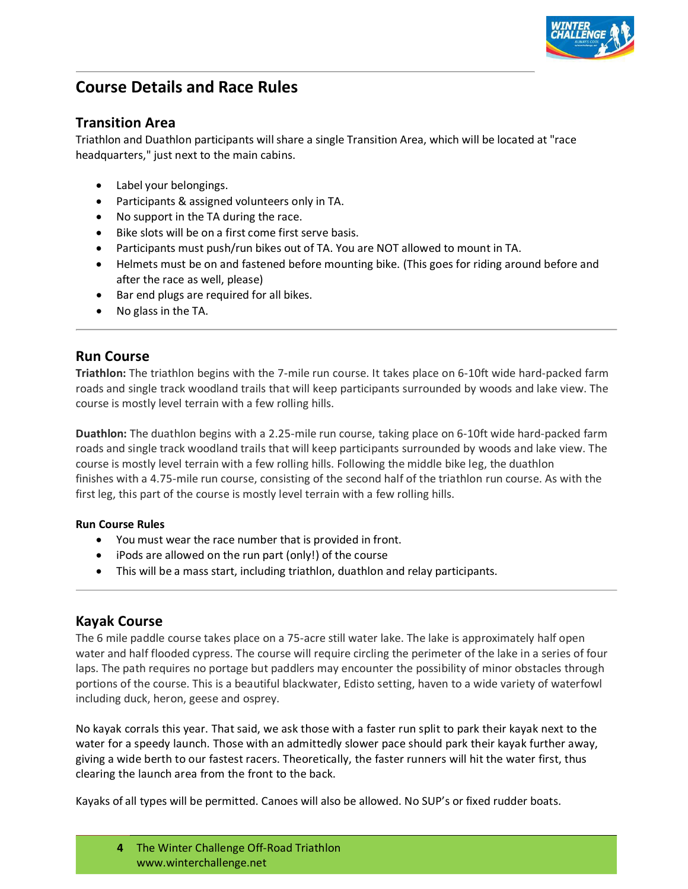# Course Details and Race Rules

## Transition Area

Triathlon and Duathlon participants will share a single Transition Area, which will be located at "race headquarters," just next to the main cabins.

- Label your belongings.
- Participants & assigned volunteers only in TA.
- No support in the TA during the race.
- Bike slots will be on a first come first serve basis.
- Participants must push/run bikes out of TA. You are NOT allowed to mount in TA.
- Helmets must be on and fastened before mounting bike. (This goes for riding around before and after the race as well, please)
- Bar end plugs are required for all bikes.
- No glass in the TA.

---

## Run Course

**Triathlon:** The triathlon begins with the 7-mile run course. It takes place on 6-10ft wide hard-packed farm roads and single track woodland trails that will keep participants surrounded by woods and lake view. The course is mostly level terrain with a few rolling hills.

**Duathlon:** The duathlon begins with a 2.25-mile run course, taking place on 6-10ft wide hard-packed farm roads and single track woodland trails that will keep participants surrounded by woods and lake view. The course is mostly level terrain with a few rolling hills. Following the middle bike leg, the duathlon finishes with a 4.75-mile run course, consisting of the second half of the triathlon run course. As with the first leg, this part of the course is mostly level terrain with a few rolling hills.

#### Run Course Rules

- You must wear the race number that is provided in front.
- iPods are allowed on the run part (only!) of the course
- This will be a mass start, including triathlon, duathlon and relay participants.

---

## Kayak Course

The 6 mile paddle course takes place on a 75-acre still water lake. The lake is approximately half open water and half flooded cypress. The course will require circling the perimeter of the lake in a series of four laps. The path requires no portage but paddlers may encounter the possibility of minor obstacles through portions of the course. This is a beautiful blackwater, Edisto setting, haven to a wide variety of waterfowl including duck, heron, geese and osprey.

No kayak corrals this year. That said, we ask those with a faster run split to park their kayak next to the water for a speedy launch. Those with an admittedly slower pace should park their kayak further away, giving a wide berth to our fastest racers. Theoretically, the faster runners will hit the water first, thus clearing the launch area from the front to the back.

Kayaks of all types will be permitted. Canoes will also be allowed. No SUP's or fixed rudder boats.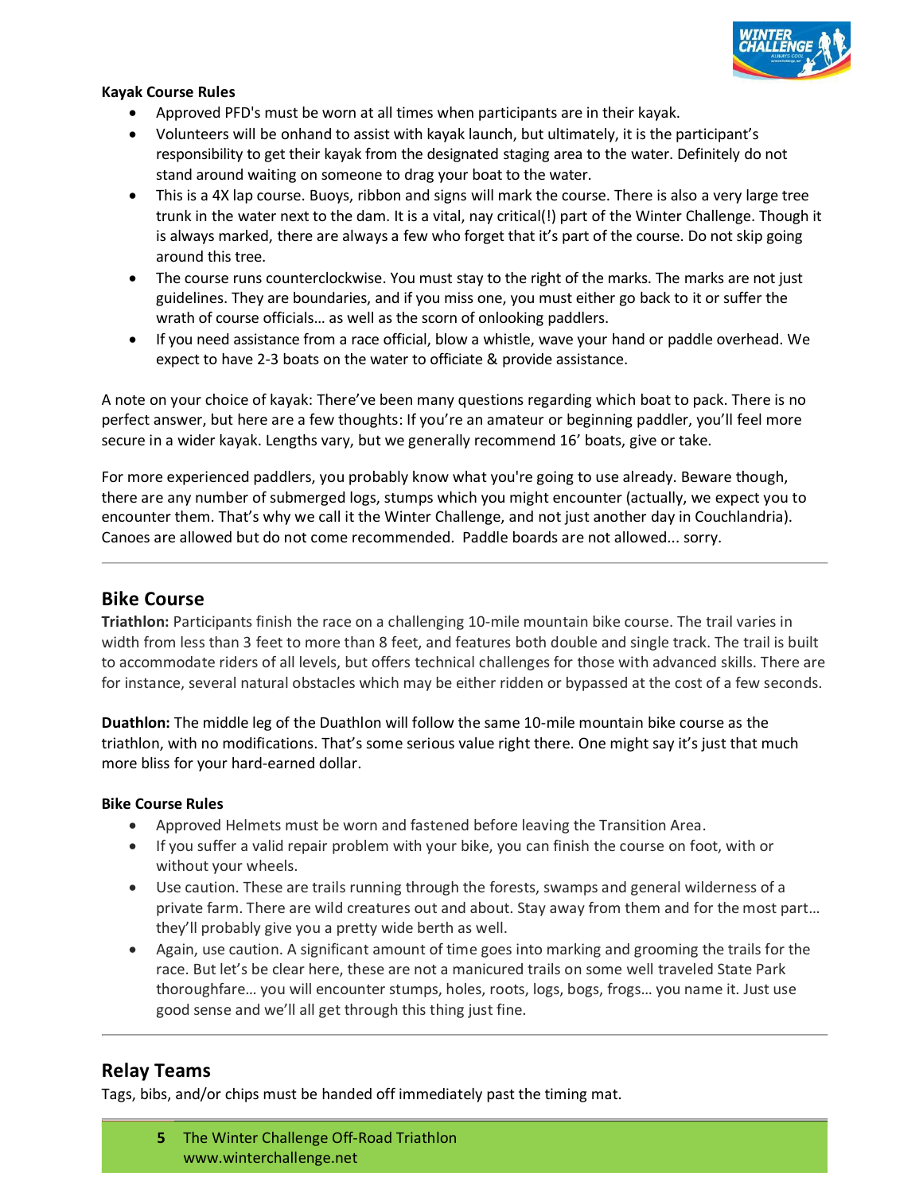**Kayak Course Rules**

- Approved PFD's must be worn at all times when participants are in their kayak.
- Volunteers will be onhand to assist with kayak launch, but ultimately, it is the participant's responsibility to get their kayak from the designated staging area to the water. Definitely do not stand around waiting on someone to drag your boat to the water.
- This is a 4X lap course. Buoys, ribbon and signs will mark the course. There is also a very large tree trunk in the water next to the dam. It is a vital, nay critical(!) part of the Winter Challenge. Though it is always marked, there are always a few who forget that it's part of the course. Do not skip going around this tree.
- The course runs counterclockwise. You must stay to the right of the marks. The marks are not just guidelines. They are boundaries, and if you miss one, you must either go back to it or suffer the wrath of course officials… as well as the scorn of onlooking paddlers.
- If you need assistance from a race official, blow a whistle, wave your hand or paddle overhead. We expect to have 2-3 boats on the water to officiate & provide assistance.

A note on your choice of kayak: There've been many questions regarding which boat to pack. There is no perfect answer, but here are a few thoughts: If you're an amateur or beginning paddler, you'll feel more secure in a wider kayak. Lengths vary, but we generally recommend 16' boats, give or take.

For more experienced paddlers, you probably know what you're going to use already. Beware though, there are any number of submerged logs, stumps which you might encounter (actually, we expect you to encounter them. That's why we call it the Winter Challenge, and not just another day in Couchlandria). Canoes are allowed but do not come recommended. Paddle boards are not allowed... sorry.

---

## Bike Course

**Triathlon:** Participants finish the race on a challenging 10-mile mountain bike course. The trail varies in width from less than 3 feet to more than 8 feet, and features both double and single track. The trail is built to accommodate riders of all levels, but offers technical challenges for those with advanced skills. There are for instance, several natural obstacles which may be either ridden or bypassed at the cost of a few seconds.

**Duathlon:** The middle leg of the Duathlon will follow the same 10-mile mountain bike course as the triathlon, with no modifications. That's some serious value right there. One might say it's just that much more bliss for your hard-earned dollar.

**Bike Course Rules**

- Approved Helmets must be worn and fastened before leaving the Transition Area.
- If you suffer a valid repair problem with your bike, you can finish the course on foot, with or without your wheels.
- Use caution. These are trails running through the forests, swamps and general wilderness of a private farm. There are wild creatures out and about. Stay away from them and for the most part… they'll probably give you a pretty wide berth as well.
- Again, use caution. A significant amount of time goes into marking and grooming the trails for the race. But let's be clear here, these are not a manicured trails on some well traveled State Park thoroughfare… you will encounter stumps, holes, roots, logs, bogs, frogs… you name it. Just use good sense and we'll all get through this thing just fine.

---

## Relay Teams

Tags, bibs, and/or chips must be handed off immediately past the timing mat.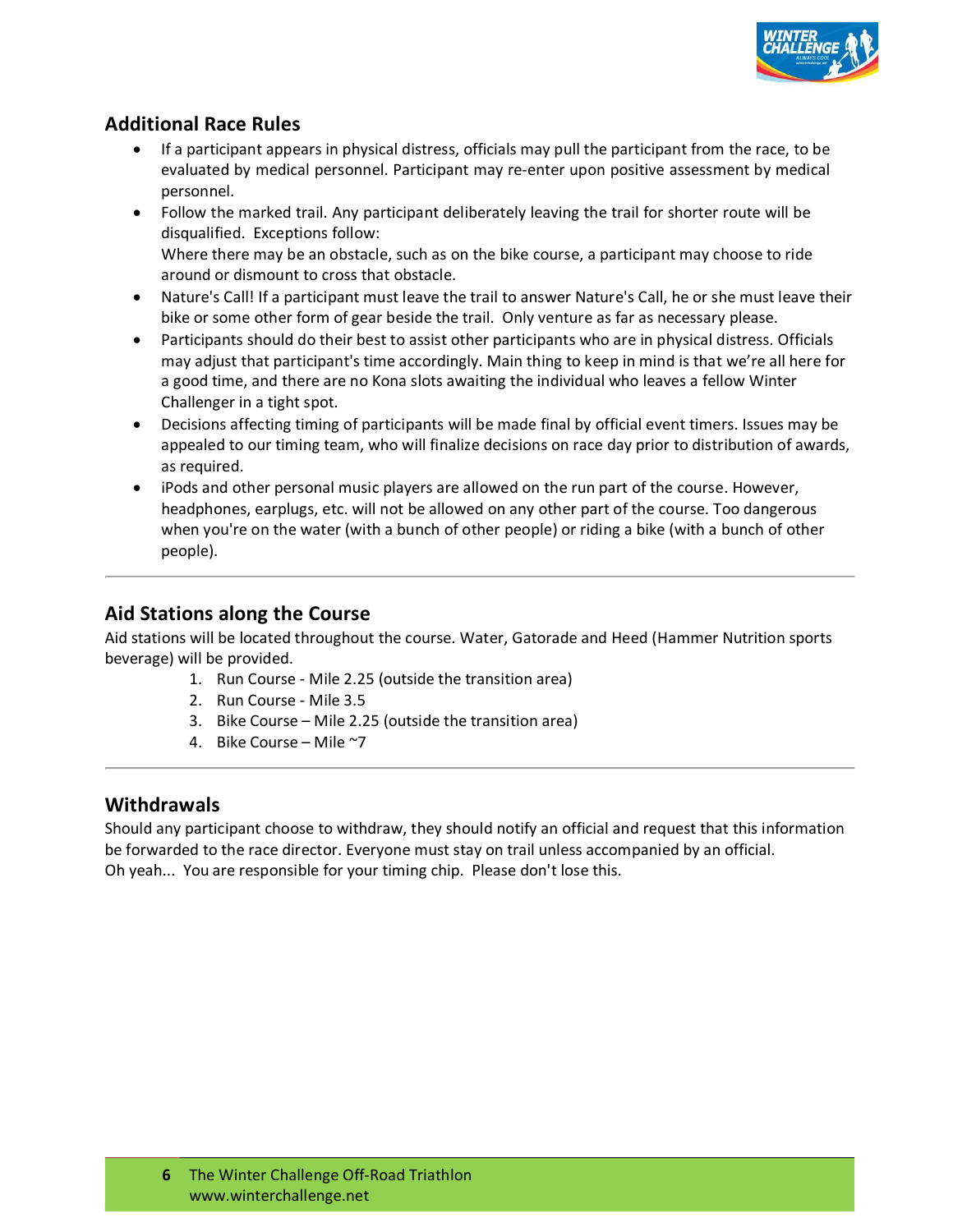## Additional Race Rules

- If a participant appears in physical distress, officials may pull the participant from the race, to be evaluated by medical personnel. Participant may re-enter upon positive assessment by medical personnel.
- Follow the marked trail. Any participant deliberately leaving the trail for shorter route will be disqualified. Exceptions follow:
  Where there may be an obstacle, such as on the bike course, a participant may choose to ride around or dismount to cross that obstacle.
- Nature's Call! If a participant must leave the trail to answer Nature's Call, he or she must leave their bike or some other form of gear beside the trail. Only venture as far as necessary please.
- Participants should do their best to assist other participants who are in physical distress. Officials may adjust that participant's time accordingly. Main thing to keep in mind is that we're all here for a good time, and there are no Kona slots awaiting the individual who leaves a fellow Winter Challenger in a tight spot.
- Decisions affecting timing of participants will be made final by official event timers. Issues may be appealed to our timing team, who will finalize decisions on race day prior to distribution of awards, as required.
- iPods and other personal music players are allowed on the run part of the course. However, headphones, earplugs, etc. will not be allowed on any other part of the course. Too dangerous when you're on the water (with a bunch of other people) or riding a bike (with a bunch of other people).

---

## Aid Stations along the Course

Aid stations will be located throughout the course. Water, Gatorade and Heed (Hammer Nutrition sports beverage) will be provided.

1. Run Course - Mile 2.25 (outside the transition area)
2. Run Course - Mile 3.5
3. Bike Course – Mile 2.25 (outside the transition area)
4. Bike Course – Mile ~7

---

## Withdrawals

Should any participant choose to withdraw, they should notify an official and request that this information be forwarded to the race director. Everyone must stay on trail unless accompanied by an official.
Oh yeah... You are responsible for your timing chip. Please don't lose this.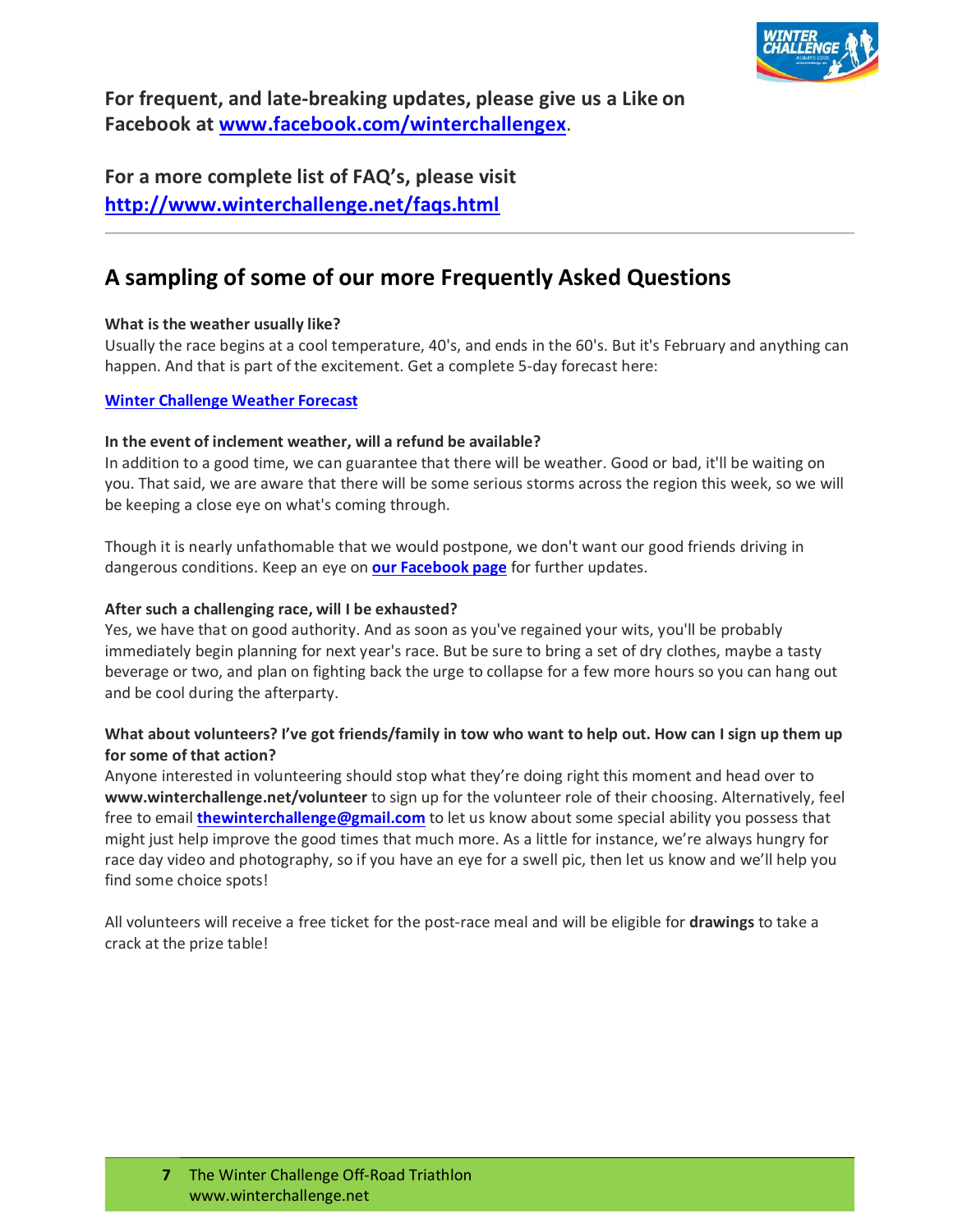**For frequent, and late-breaking updates, please give us a Like on Facebook at [www.facebook.com/winterchallengex](www.facebook.com/winterchallengex).**

**For a more complete list of FAQ's, please visit [http://www.winterchallenge.net/faqs.html](http://www.winterchallenge.net/faqs.html)**

---

## A sampling of some of our more Frequently Asked Questions

**What is the weather usually like?**
Usually the race begins at a cool temperature, 40's, and ends in the 60's. But it's February and anything can happen. And that is part of the excitement. Get a complete 5-day forecast here:

**Winter Challenge Weather Forecast**

**In the event of inclement weather, will a refund be available?**
In addition to a good time, we can guarantee that there will be weather. Good or bad, it'll be waiting on you. That said, we are aware that there will be some serious storms across the region this week, so we will be keeping a close eye on what's coming through.

Though it is nearly unfathomable that we would postpone, we don't want our good friends driving in dangerous conditions. Keep an eye on **our Facebook page** for further updates.

**After such a challenging race, will I be exhausted?**
Yes, we have that on good authority. And as soon as you've regained your wits, you'll be probably immediately begin planning for next year's race. But be sure to bring a set of dry clothes, maybe a tasty beverage or two, and plan on fighting back the urge to collapse for a few more hours so you can hang out and be cool during the afterparty.

**What about volunteers? I've got friends/family in tow who want to help out. How can I sign up them up for some of that action?**
Anyone interested in volunteering should stop what they're doing right this moment and head over to **www.winterchallenge.net/volunteer** to sign up for the volunteer role of their choosing. Alternatively, feel free to email **thewinterchallenge@gmail.com** to let us know about some special ability you possess that might just help improve the good times that much more. As a little for instance, we're always hungry for race day video and photography, so if you have an eye for a swell pic, then let us know and we'll help you find some choice spots!

All volunteers will receive a free ticket for the post-race meal and will be eligible for **drawings** to take a crack at the prize table!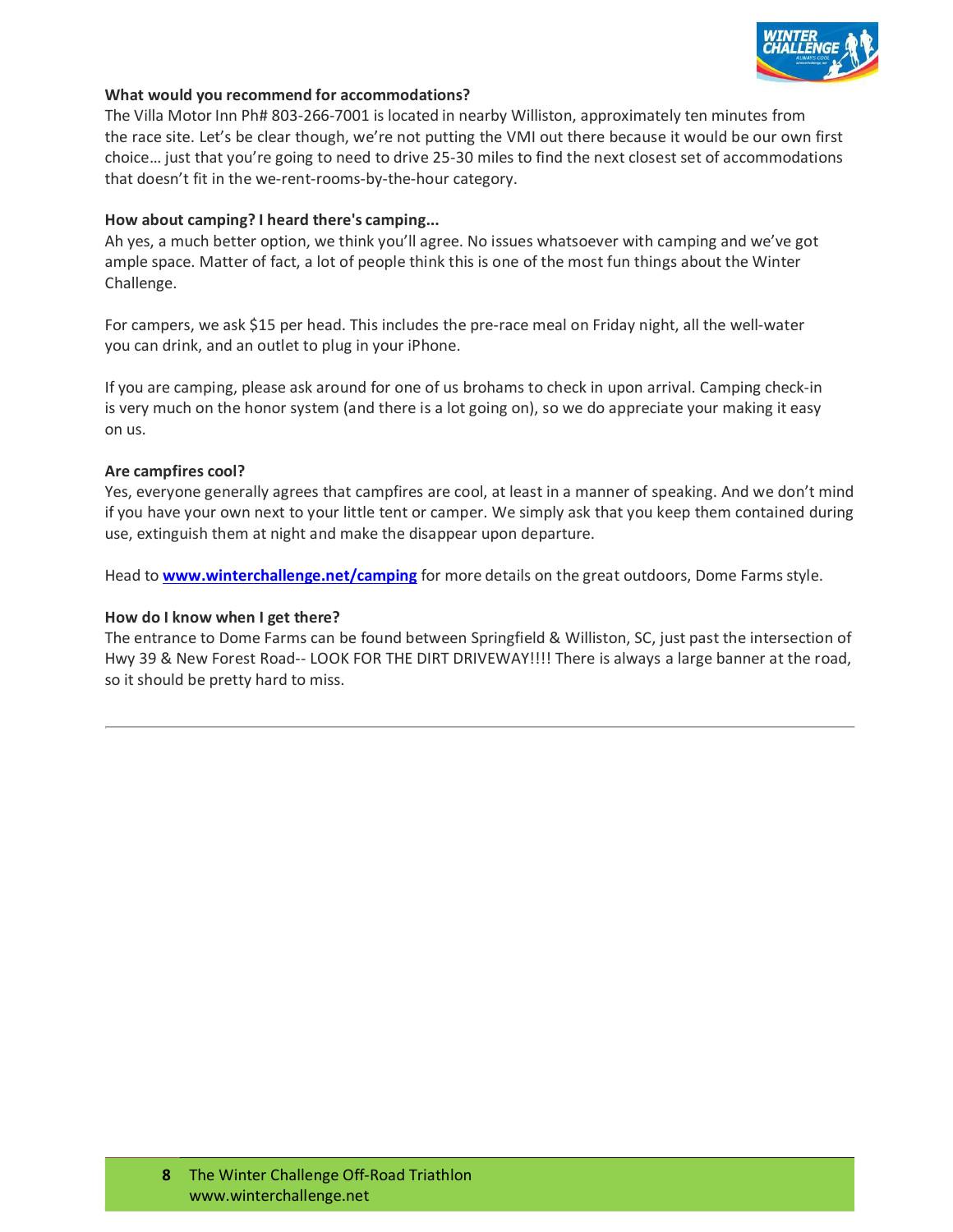**What would you recommend for accommodations?**
The Villa Motor Inn Ph# 803-266-7001 is located in nearby Williston, approximately ten minutes from the race site. Let's be clear though, we're not putting the VMI out there because it would be our own first choice… just that you're going to need to drive 25-30 miles to find the next closest set of accommodations that doesn't fit in the we-rent-rooms-by-the-hour category.

**How about camping? I heard there's camping...**
Ah yes, a much better option, we think you'll agree. No issues whatsoever with camping and we've got ample space. Matter of fact, a lot of people think this is one of the most fun things about the Winter Challenge.

For campers, we ask $15 per head. This includes the pre-race meal on Friday night, all the well-water you can drink, and an outlet to plug in your iPhone.

If you are camping, please ask around for one of us brohams to check in upon arrival. Camping check-in is very much on the honor system (and there is a lot going on), so we do appreciate your making it easy on us.

**Are campfires cool?**
Yes, everyone generally agrees that campfires are cool, at least in a manner of speaking. And we don't mind if you have your own next to your little tent or camper. We simply ask that you keep them contained during use, extinguish them at night and make the disappear upon departure.

Head to **[www.winterchallenge.net/camping](http://www.winterchallenge.net/camping)** for more details on the great outdoors, Dome Farms style.

**How do I know when I get there?**
The entrance to Dome Farms can be found between Springfield & Williston, SC, just past the intersection of Hwy 39 & New Forest Road-- LOOK FOR THE DIRT DRIVEWAY!!!! There is always a large banner at the road, so it should be pretty hard to miss.

---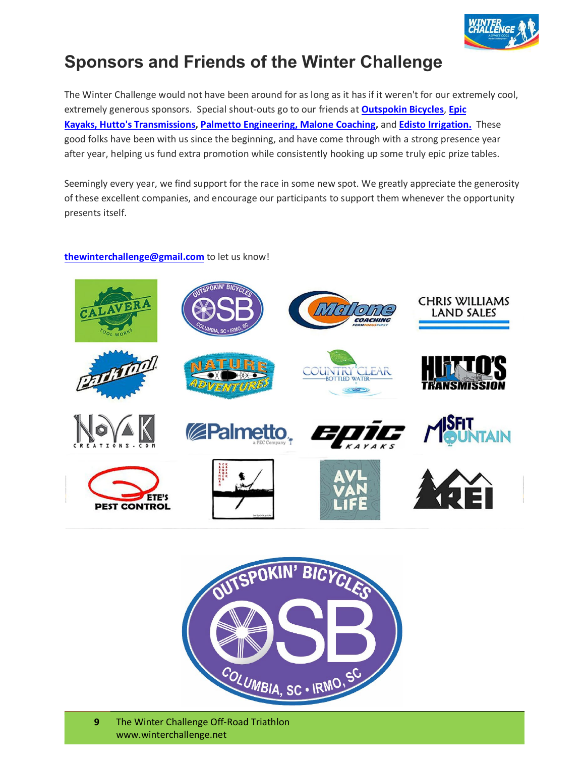# Sponsors and Friends of the Winter Challenge

The Winter Challenge would not have been around for as long as it has if it weren't for our extremely cool, extremely generous sponsors. Special shout-outs go to our friends at **Outspokin Bicycles**, **Epic Kayaks, Hutto's Transmissions**, **Palmetto Engineering, Malone Coaching**, and **Edisto Irrigation.** These good folks have been with us since the beginning, and have come through with a strong presence year after year, helping us fund extra promotion while consistently hooking up some truly epic prize tables.

Seemingly every year, we find support for the race in some new spot. We greatly appreciate the generosity of these excellent companies, and encourage our participants to support them whenever the opportunity presents itself.

**thewinterchallenge@gmail.com** to let us know!